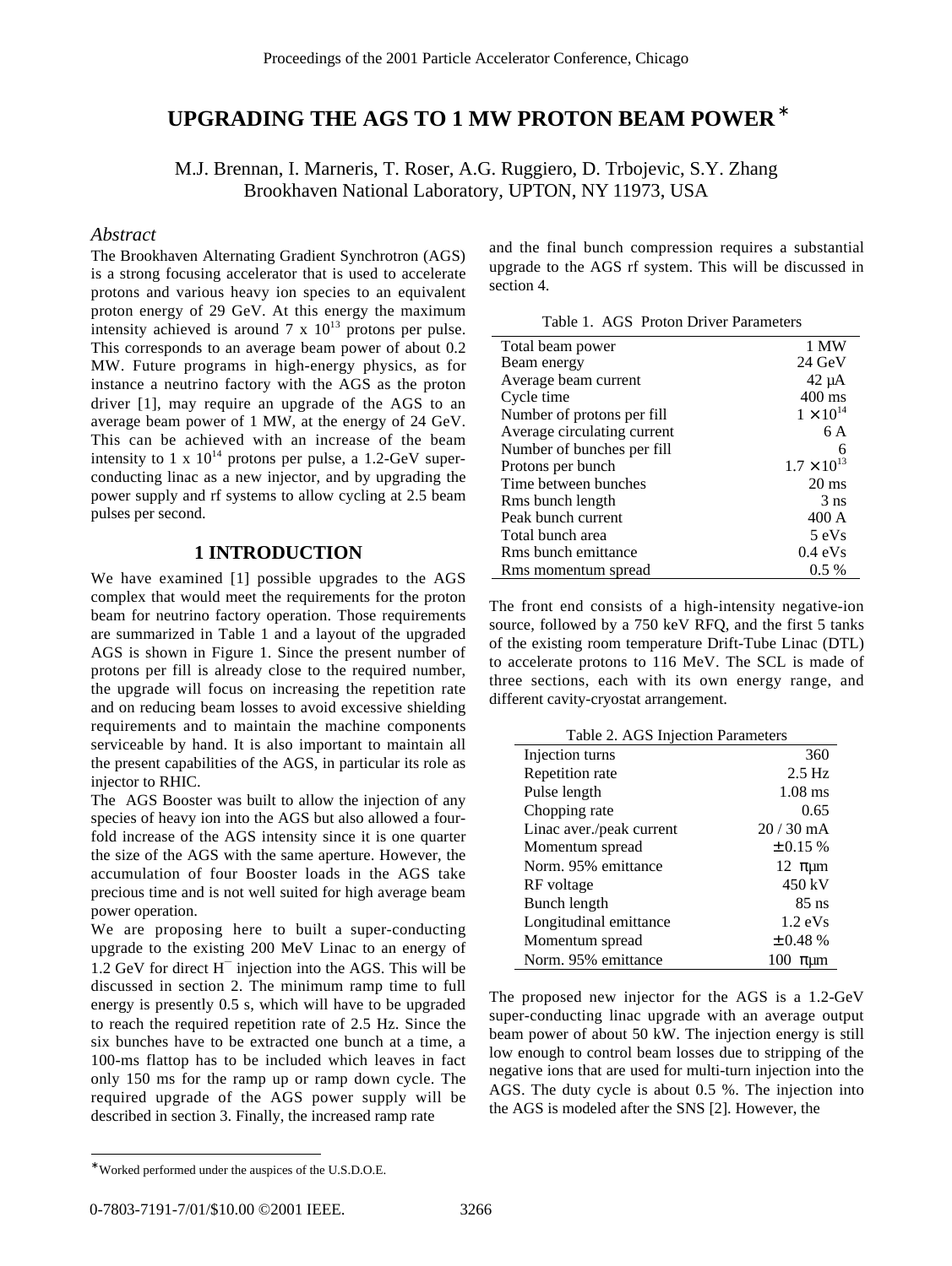# UPGRADING THE AGS TO 1 MW PROTON BEAM POWER*

M.J. Brennan, I. Marneris, T. Roser, A.G. Ruggiero, D. Trbojevic, S.Y. Zhang
Brookhaven National Laboratory, UPTON, NY 11973, USA

## *Abstract*

The Brookhaven Alternating Gradient Synchrotron (AGS) is a strong focusing accelerator that is used to accelerate protons and various heavy ion species to an equivalent proton energy of 29 GeV. At this energy the maximum intensity achieved is around 7 x $10^{13}$ protons per pulse. This corresponds to an average beam power of about 0.2 MW. Future programs in high-energy physics, as for instance a neutrino factory with the AGS as the proton driver [1], may require an upgrade of the AGS to an average beam power of 1 MW, at the energy of 24 GeV. This can be achieved with an increase of the beam intensity to 1 x $10^{14}$ protons per pulse, a 1.2-GeV super-conducting linac as a new injector, and by upgrading the power supply and rf systems to allow cycling at 2.5 beam pulses per second.

## 1 INTRODUCTION

We have examined [1] possible upgrades to the AGS complex that would meet the requirements for the proton beam for neutrino factory operation. Those requirements are summarized in Table 1 and a layout of the upgraded AGS is shown in Figure 1. Since the present number of protons per fill is already close to the required number, the upgrade will focus on increasing the repetition rate and on reducing beam losses to avoid excessive shielding requirements and to maintain the machine components serviceable by hand. It is also important to maintain all the present capabilities of the AGS, in particular its role as injector to RHIC.

The AGS Booster was built to allow the injection of any species of heavy ion into the AGS but also allowed a four-fold increase of the AGS intensity since it is one quarter the size of the AGS with the same aperture. However, the accumulation of four Booster loads in the AGS take precious time and is not well suited for high average beam power operation.

We are proposing here to built a super-conducting upgrade to the existing 200 MeV Linac to an energy of 1.2 GeV for direct $H^-$ injection into the AGS. This will be discussed in section 2. The minimum ramp time to full energy is presently 0.5 s, which will have to be upgraded to reach the required repetition rate of 2.5 Hz. Since the six bunches have to be extracted one bunch at a time, a 100-ms flattop has to be included which leaves in fact only 150 ms for the ramp up or ramp down cycle. The required upgrade of the AGS power supply will be described in section 3. Finally, the increased ramp rate and the final bunch compression requires a substantial upgrade to the AGS rf system. This will be discussed in section 4.

Table 1. AGS Proton Driver Parameters

| | |
|---|---|
| Total beam power | 1 MW |
| Beam energy | 24 GeV |
| Average beam current | 42 μA |
| Cycle time | 400 ms |
| Number of protons per fill | $1\times10^{14}$ |
| Average circulating current | 6 A |
| Number of bunches per fill | 6 |
| Protons per bunch | $1.7\times10^{13}$ |
| Time between bunches | 20 ms |
| Rms bunch length | 3 ns |
| Peak bunch current | 400 A |
| Total bunch area | 5 eVs |
| Rms bunch emittance | 0.4 eVs |
| Rms momentum spread | 0.5 % |

The front end consists of a high-intensity negative-ion source, followed by a 750 keV RFQ, and the first 5 tanks of the existing room temperature Drift-Tube Linac (DTL) to accelerate protons to 116 MeV. The SCL is made of three sections, each with its own energy range, and different cavity-cryostat arrangement.

Table 2. AGS Injection Parameters

| | |
|---|---|
| Injection turns | 360 |
| Repetition rate | 2.5 Hz |
| Pulse length | 1.08 ms |
| Chopping rate | 0.65 |
| Linac aver./peak current | 20 / 30 mA |
| Momentum spread | ± 0.15 % |
| Norm. 95% emittance | 12 πμm |
| RF voltage | 450 kV |
| Bunch length | 85 ns |
| Longitudinal emittance | 1.2 eVs |
| Momentum spread | ± 0.48 % |
| Norm. 95% emittance | 100 πμm |

The proposed new injector for the AGS is a 1.2-GeV super-conducting linac upgrade with an average output beam power of about 50 kW. The injection energy is still low enough to control beam losses due to stripping of the negative ions that are used for multi-turn injection into the AGS. The duty cycle is about 0.5 %. The injection into the AGS is modeled after the SNS [2]. However, the

*Worked performed under the auspices of the U.S.D.O.E.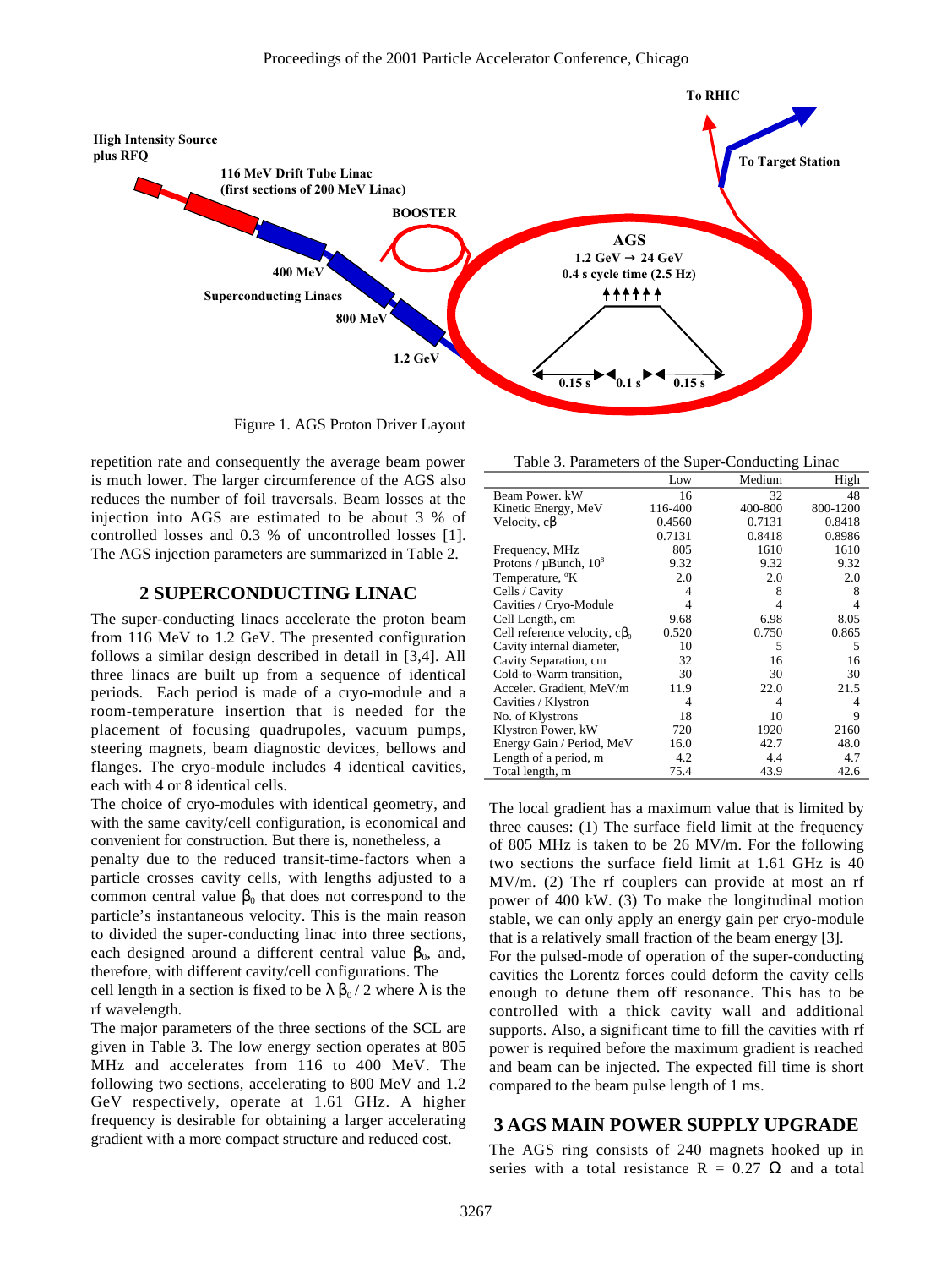Figure 1. AGS Proton Driver Layout

repetition rate and consequently the average beam power is much lower. The larger circumference of the AGS also reduces the number of foil traversals. Beam losses at the injection into AGS are estimated to be about 3 % of controlled losses and 0.3 % of uncontrolled losses [1]. The AGS injection parameters are summarized in Table 2.

## 2 SUPERCONDUCTING LINAC

The super-conducting linacs accelerate the proton beam from 116 MeV to 1.2 GeV. The presented configuration follows a similar design described in detail in [3,4]. All three linacs are built up from a sequence of identical periods. Each period is made of a cryo-module and a room-temperature insertion that is needed for the placement of focusing quadrupoles, vacuum pumps, steering magnets, beam diagnostic devices, bellows and flanges. The cryo-module includes 4 identical cavities, each with 4 or 8 identical cells.

The choice of cryo-modules with identical geometry, and with the same cavity/cell configuration, is economical and convenient for construction. But there is, nonetheless, a penalty due to the reduced transit-time-factors when a particle crosses cavity cells, with lengths adjusted to a common central value $\beta_0$ that does not correspond to the particle's instantaneous velocity. This is the main reason to divided the super-conducting linac into three sections, each designed around a different central value $\beta_0$, and, therefore, with different cavity/cell configurations. The cell length in a section is fixed to be $\lambda\,\beta_0 / 2$ where $\lambda$ is the rf wavelength.

The major parameters of the three sections of the SCL are given in Table 3. The low energy section operates at 805 MHz and accelerates from 116 to 400 MeV. The following two sections, accelerating to 800 MeV and 1.2 GeV respectively, operate at 1.61 GHz. A higher frequency is desirable for obtaining a larger accelerating gradient with a more compact structure and reduced cost.

Table 3. Parameters of the Super-Conducting Linac

| | Low | Medium | High |
|---|---|---|---|
| Beam Power, kW | 16 | 32 | 48 |
| Kinetic Energy, MeV | 116-400 | 400-800 | 800-1200 |
| Velocity, c$\beta$ | 0.4560 | 0.7131 | 0.8418 |
| | 0.7131 | 0.8418 | 0.8986 |
| Frequency, MHz | 805 | 1610 | 1610 |
| Protons / µBunch, $10^8$ | 9.32 | 9.32 | 9.32 |
| Temperature, °K | 2.0 | 2.0 | 2.0 |
| Cells / Cavity | 4 | 8 | 8 |
| Cavities / Cryo-Module | 4 | 4 | 4 |
| Cell Length, cm | 9.68 | 6.98 | 8.05 |
| Cell reference velocity, c$\beta_0$ | 0.520 | 0.750 | 0.865 |
| Cavity internal diameter, | 10 | 5 | 5 |
| Cavity Separation, cm | 32 | 16 | 16 |
| Cold-to-Warm transition, | 30 | 30 | 30 |
| Acceler. Gradient, MeV/m | 11.9 | 22.0 | 21.5 |
| Cavities / Klystron | 4 | 4 | 4 |
| No. of Klystrons | 18 | 10 | 9 |
| Klystron Power, kW | 720 | 1920 | 2160 |
| Energy Gain / Period, MeV | 16.0 | 42.7 | 48.0 |
| Length of a period, m | 4.2 | 4.4 | 4.7 |
| Total length, m | 75.4 | 43.9 | 42.6 |

The local gradient has a maximum value that is limited by three causes: (1) The surface field limit at the frequency of 805 MHz is taken to be 26 MV/m. For the following two sections the surface field limit at 1.61 GHz is 40 MV/m. (2) The rf couplers can provide at most an rf power of 400 kW. (3) To make the longitudinal motion stable, we can only apply an energy gain per cryo-module that is a relatively small fraction of the beam energy [3].

For the pulsed-mode of operation of the super-conducting cavities the Lorentz forces could deform the cavity cells enough to detune them off resonance. This has to be controlled with a thick cavity wall and additional supports. Also, a significant time to fill the cavities with rf power is required before the maximum gradient is reached and beam can be injected. The expected fill time is short compared to the beam pulse length of 1 ms.

## 3 AGS MAIN POWER SUPPLY UPGRADE

The AGS ring consists of 240 magnets hooked up in series with a total resistance R = 0.27 $\Omega$ and a total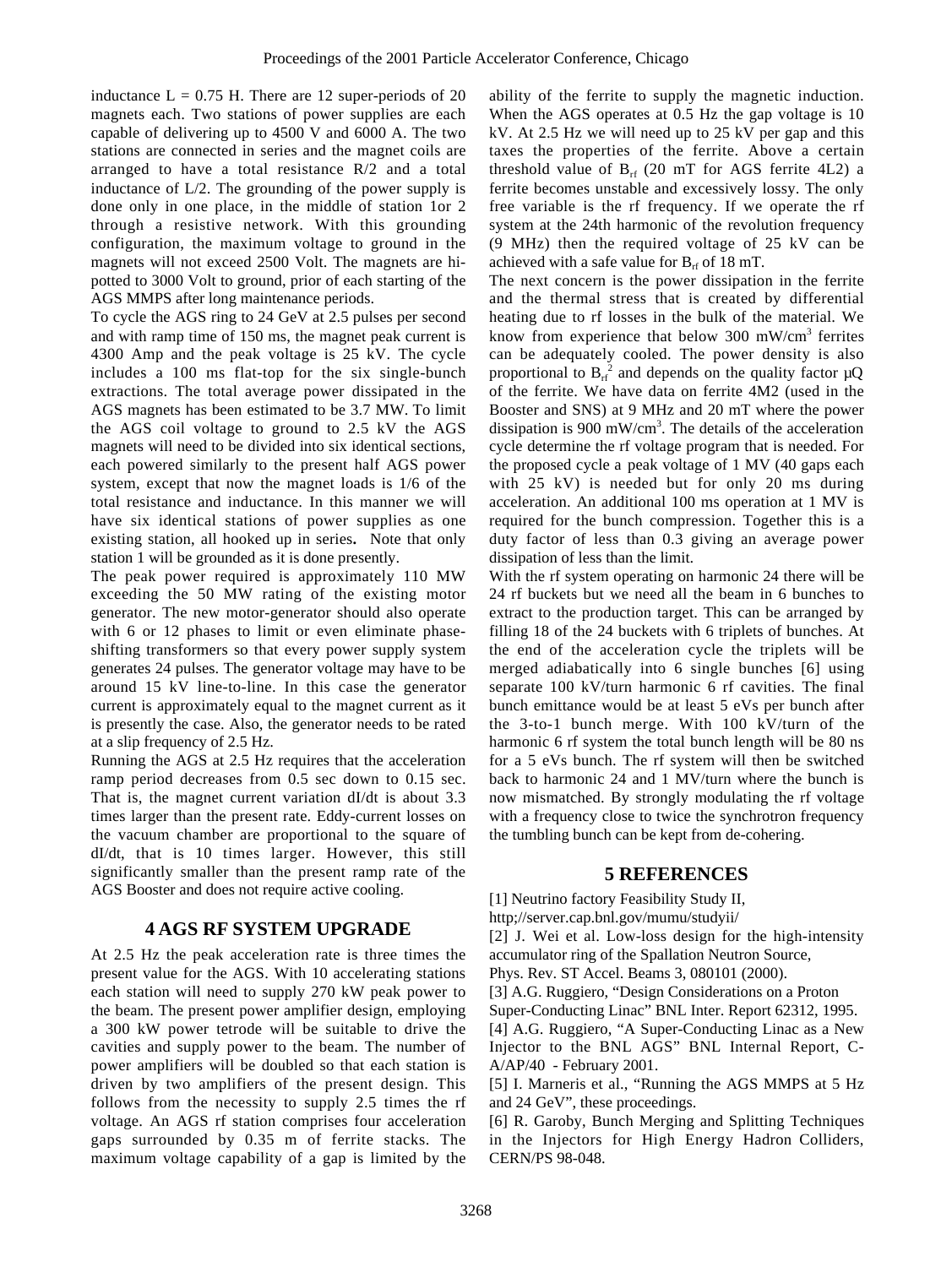inductance L = 0.75 H. There are 12 super-periods of 20 magnets each. Two stations of power supplies are each capable of delivering up to 4500 V and 6000 A. The two stations are connected in series and the magnet coils are arranged to have a total resistance R/2 and a total inductance of L/2. The grounding of the power supply is done only in one place, in the middle of station 1or 2 through a resistive network. With this grounding configuration, the maximum voltage to ground in the magnets will not exceed 2500 Volt. The magnets are hi-potted to 3000 Volt to ground, prior of each starting of the AGS MMPS after long maintenance periods.

To cycle the AGS ring to 24 GeV at 2.5 pulses per second and with ramp time of 150 ms, the magnet peak current is 4300 Amp and the peak voltage is 25 kV. The cycle includes a 100 ms flat-top for the six single-bunch extractions. The total average power dissipated in the AGS magnets has been estimated to be 3.7 MW. To limit the AGS coil voltage to ground to 2.5 kV the AGS magnets will need to be divided into six identical sections, each powered similarly to the present half AGS power system, except that now the magnet loads is 1/6 of the total resistance and inductance. In this manner we will have six identical stations of power supplies as one existing station, all hooked up in series**.** Note that only station 1 will be grounded as it is done presently.

The peak power required is approximately 110 MW exceeding the 50 MW rating of the existing motor generator. The new motor-generator should also operate with 6 or 12 phases to limit or even eliminate phase-shifting transformers so that every power supply system generates 24 pulses. The generator voltage may have to be around 15 kV line-to-line. In this case the generator current is approximately equal to the magnet current as it is presently the case. Also, the generator needs to be rated at a slip frequency of 2.5 Hz.

Running the AGS at 2.5 Hz requires that the acceleration ramp period decreases from 0.5 sec down to 0.15 sec. That is, the magnet current variation dI/dt is about 3.3 times larger than the present rate. Eddy-current losses on the vacuum chamber are proportional to the square of dI/dt, that is 10 times larger. However, this still significantly smaller than the present ramp rate of the AGS Booster and does not require active cooling.

## 4 AGS RF SYSTEM UPGRADE

At 2.5 Hz the peak acceleration rate is three times the present value for the AGS. With 10 accelerating stations each station will need to supply 270 kW peak power to the beam. The present power amplifier design, employing a 300 kW power tetrode will be suitable to drive the cavities and supply power to the beam. The number of power amplifiers will be doubled so that each station is driven by two amplifiers of the present design. This follows from the necessity to supply 2.5 times the rf voltage. An AGS rf station comprises four acceleration gaps surrounded by 0.35 m of ferrite stacks. The maximum voltage capability of a gap is limited by the ability of the ferrite to supply the magnetic induction. When the AGS operates at 0.5 Hz the gap voltage is 10 kV. At 2.5 Hz we will need up to 25 kV per gap and this taxes the properties of the ferrite. Above a certain threshold value of $B_{rf}$ (20 mT for AGS ferrite 4L2) a ferrite becomes unstable and excessively lossy. The only free variable is the rf frequency. If we operate the rf system at the 24th harmonic of the revolution frequency (9 MHz) then the required voltage of 25 kV can be achieved with a safe value for $B_{rf}$ of 18 mT.

The next concern is the power dissipation in the ferrite and the thermal stress that is created by differential heating due to rf losses in the bulk of the material. We know from experience that below 300 mW/cm$^3$ ferrites can be adequately cooled. The power density is also proportional to $B_{rf}^2$ and depends on the quality factor μQ of the ferrite. We have data on ferrite 4M2 (used in the Booster and SNS) at 9 MHz and 20 mT where the power dissipation is 900 mW/cm$^3$. The details of the acceleration cycle determine the rf voltage program that is needed. For the proposed cycle a peak voltage of 1 MV (40 gaps each with 25 kV) is needed but for only 20 ms during acceleration. An additional 100 ms operation at 1 MV is required for the bunch compression. Together this is a duty factor of less than 0.3 giving an average power dissipation of less than the limit.

With the rf system operating on harmonic 24 there will be 24 rf buckets but we need all the beam in 6 bunches to extract to the production target. This can be arranged by filling 18 of the 24 buckets with 6 triplets of bunches. At the end of the acceleration cycle the triplets will be merged adiabatically into 6 single bunches [6] using separate 100 kV/turn harmonic 6 rf cavities. The final bunch emittance would be at least 5 eVs per bunch after the 3-to-1 bunch merge. With 100 kV/turn of the harmonic 6 rf system the total bunch length will be 80 ns for a 5 eVs bunch. The rf system will then be switched back to harmonic 24 and 1 MV/turn where the bunch is now mismatched. By strongly modulating the rf voltage with a frequency close to twice the synchrotron frequency the tumbling bunch can be kept from de-cohering.

## 5 REFERENCES

[1] Neutrino factory Feasibility Study II, http;//server.cap.bnl.gov/mumu/studyii/

[2] J. Wei et al. Low-loss design for the high-intensity accumulator ring of the Spallation Neutron Source, Phys. Rev. ST Accel. Beams 3, 080101 (2000).

[3] A.G. Ruggiero, "Design Considerations on a Proton Super-Conducting Linac" BNL Inter. Report 62312, 1995.

[4] A.G. Ruggiero, "A Super-Conducting Linac as a New Injector to the BNL AGS" BNL Internal Report, C-A/AP/40 - February 2001.

[5] I. Marneris et al., "Running the AGS MMPS at 5 Hz and 24 GeV", these proceedings.

[6] R. Garoby, Bunch Merging and Splitting Techniques in the Injectors for High Energy Hadron Colliders, CERN/PS 98-048.